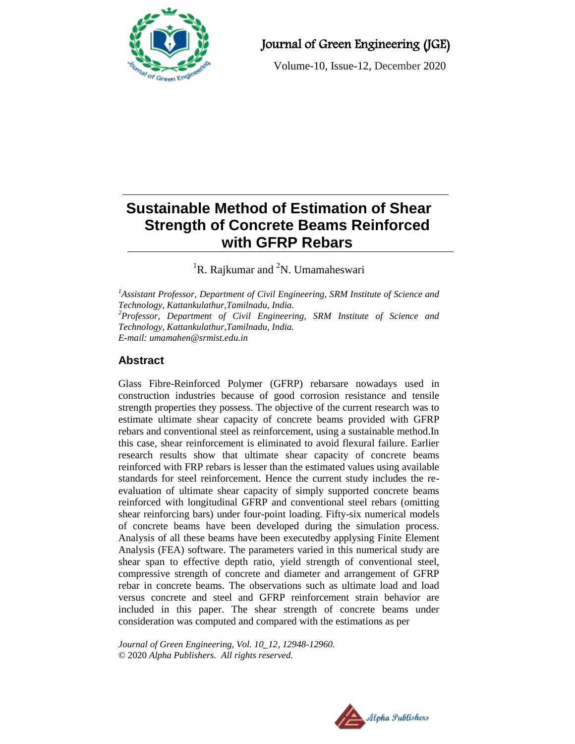# Sustainable Method of Estimation of Shear Strength of Concrete Beams Reinforced with GFRP Rebars

[1]R. Rajkumar and [2]N. Umamaheswari

*[1]Assistant Professor, Department of Civil Engineering, SRM Institute of Science and Technology, Kattankulathur,Tamilnadu, India.*
*[2]Professor, Department of Civil Engineering, SRM Institute of Science and Technology, Kattankulathur,Tamilnadu, India.*
*E-mail: umamahen@srmist.edu.in*

## Abstract

Glass Fibre-Reinforced Polymer (GFRP) rebarsare nowadays used in construction industries because of good corrosion resistance and tensile strength properties they possess. The objective of the current research was to estimate ultimate shear capacity of concrete beams provided with GFRP rebars and conventional steel as reinforcement, using a sustainable method.In this case, shear reinforcement is eliminated to avoid flexural failure. Earlier research results show that ultimate shear capacity of concrete beams reinforced with FRP rebars is lesser than the estimated values using available standards for steel reinforcement. Hence the current study includes the re-evaluation of ultimate shear capacity of simply supported concrete beams reinforced with longitudinal GFRP and conventional steel rebars (omitting shear reinforcing bars) under four-point loading. Fifty-six numerical models of concrete beams have been developed during the simulation process. Analysis of all these beams have been executedby applysing Finite Element Analysis (FEA) software. The parameters varied in this numerical study are shear span to effective depth ratio, yield strength of conventional steel, compressive strength of concrete and diameter and arrangement of GFRP rebar in concrete beams. The observations such as ultimate load and load versus concrete and steel and GFRP reinforcement strain behavior are included in this paper. The shear strength of concrete beams under consideration was computed and compared with the estimations as per

*Journal of Green Engineering, Vol. 10_12, 12948-12960.*
© 2020 *Alpha Publishers. All rights reserved.*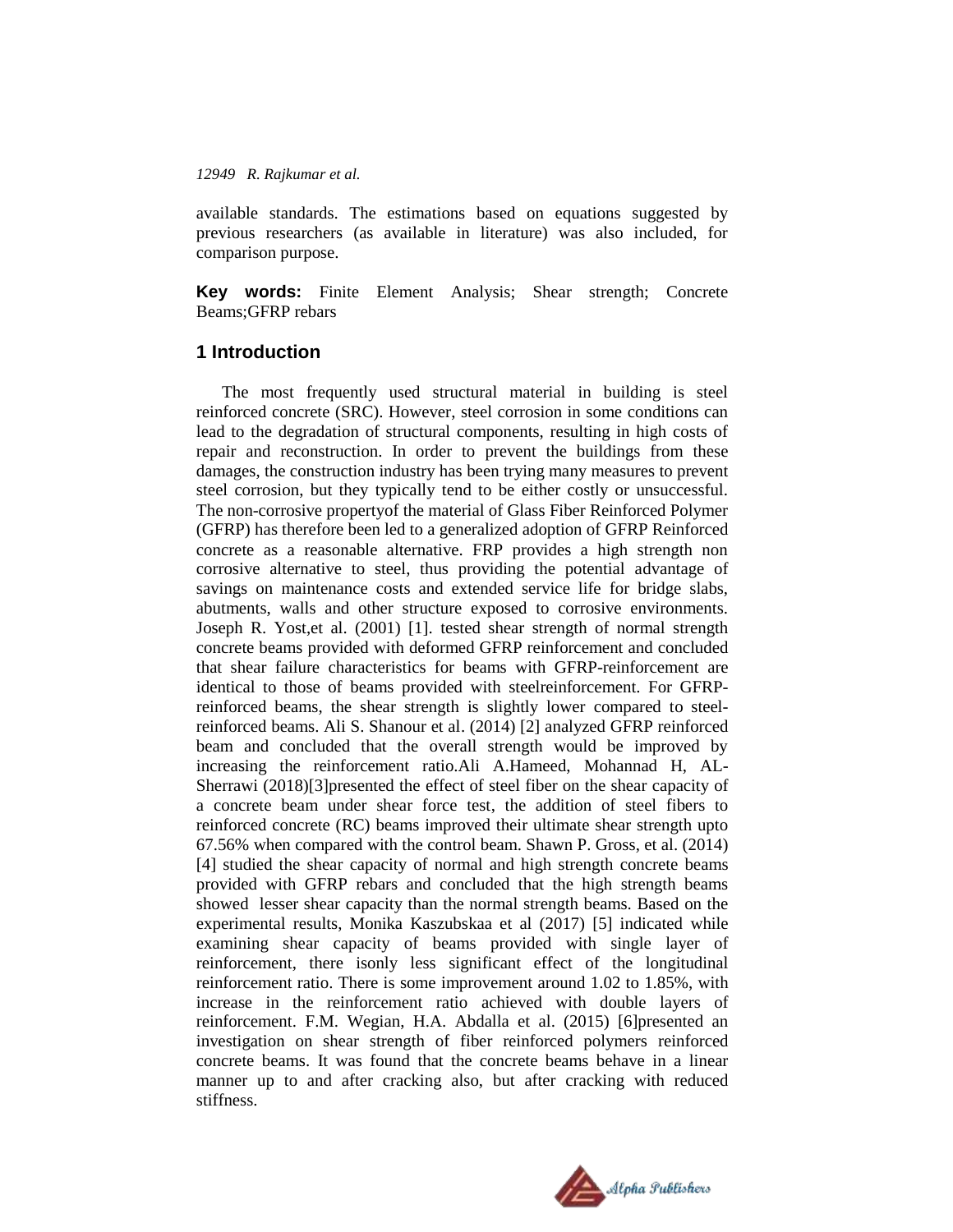available standards. The estimations based on equations suggested by previous researchers (as available in literature) was also included, for comparison purpose.

**Key words:** Finite Element Analysis; Shear strength; Concrete Beams;GFRP rebars

## 1 Introduction

The most frequently used structural material in building is steel reinforced concrete (SRC). However, steel corrosion in some conditions can lead to the degradation of structural components, resulting in high costs of repair and reconstruction. In order to prevent the buildings from these damages, the construction industry has been trying many measures to prevent steel corrosion, but they typically tend to be either costly or unsuccessful. The non-corrosive propertyof the material of Glass Fiber Reinforced Polymer (GFRP) has therefore been led to a generalized adoption of GFRP Reinforced concrete as a reasonable alternative. FRP provides a high strength non corrosive alternative to steel, thus providing the potential advantage of savings on maintenance costs and extended service life for bridge slabs, abutments, walls and other structure exposed to corrosive environments. Joseph R. Yost,et al. (2001) [1]. tested shear strength of normal strength concrete beams provided with deformed GFRP reinforcement and concluded that shear failure characteristics for beams with GFRP-reinforcement are identical to those of beams provided with steelreinforcement. For GFRP-reinforced beams, the shear strength is slightly lower compared to steel-reinforced beams. Ali S. Shanour et al. (2014) [2] analyzed GFRP reinforced beam and concluded that the overall strength would be improved by increasing the reinforcement ratio.Ali A.Hameed, Mohannad H, AL-Sherrawi (2018)[3]presented the effect of steel fiber on the shear capacity of a concrete beam under shear force test, the addition of steel fibers to reinforced concrete (RC) beams improved their ultimate shear strength upto 67.56% when compared with the control beam. Shawn P. Gross, et al. (2014) [4] studied the shear capacity of normal and high strength concrete beams provided with GFRP rebars and concluded that the high strength beams showed lesser shear capacity than the normal strength beams. Based on the experimental results, Monika Kaszubskaa et al (2017) [5] indicated while examining shear capacity of beams provided with single layer of reinforcement, there isonly less significant effect of the longitudinal reinforcement ratio. There is some improvement around 1.02 to 1.85%, with increase in the reinforcement ratio achieved with double layers of reinforcement. F.M. Wegian, H.A. Abdalla et al. (2015) [6]presented an investigation on shear strength of fiber reinforced polymers reinforced concrete beams. It was found that the concrete beams behave in a linear manner up to and after cracking also, but after cracking with reduced stiffness.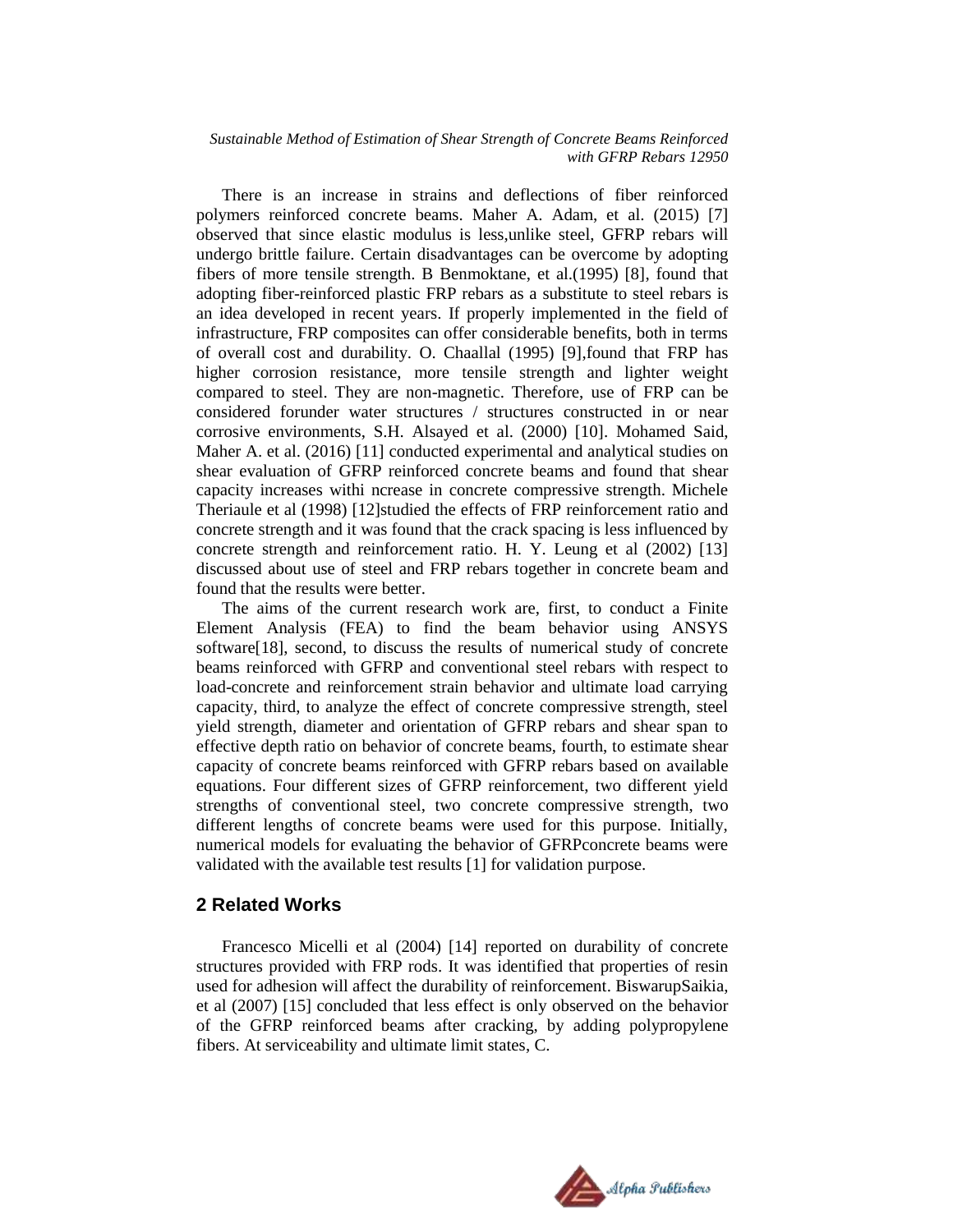There is an increase in strains and deflections of fiber reinforced polymers reinforced concrete beams. Maher A. Adam, et al. (2015) [7] observed that since elastic modulus is less,unlike steel, GFRP rebars will undergo brittle failure. Certain disadvantages can be overcome by adopting fibers of more tensile strength. B Benmoktane, et al.(1995) [8], found that adopting fiber-reinforced plastic FRP rebars as a substitute to steel rebars is an idea developed in recent years. If properly implemented in the field of infrastructure, FRP composites can offer considerable benefits, both in terms of overall cost and durability. O. Chaallal (1995) [9],found that FRP has higher corrosion resistance, more tensile strength and lighter weight compared to steel. They are non-magnetic. Therefore, use of FRP can be considered forunder water structures / structures constructed in or near corrosive environments, S.H. Alsayed et al. (2000) [10]. Mohamed Said, Maher A. et al. (2016) [11] conducted experimental and analytical studies on shear evaluation of GFRP reinforced concrete beams and found that shear capacity increases withi ncrease in concrete compressive strength. Michele Theriaule et al (1998) [12]studied the effects of FRP reinforcement ratio and concrete strength and it was found that the crack spacing is less influenced by concrete strength and reinforcement ratio. H. Y. Leung et al (2002) [13] discussed about use of steel and FRP rebars together in concrete beam and found that the results were better.

The aims of the current research work are, first, to conduct a Finite Element Analysis (FEA) to find the beam behavior using ANSYS software[18], second, to discuss the results of numerical study of concrete beams reinforced with GFRP and conventional steel rebars with respect to load-concrete and reinforcement strain behavior and ultimate load carrying capacity, third, to analyze the effect of concrete compressive strength, steel yield strength, diameter and orientation of GFRP rebars and shear span to effective depth ratio on behavior of concrete beams, fourth, to estimate shear capacity of concrete beams reinforced with GFRP rebars based on available equations. Four different sizes of GFRP reinforcement, two different yield strengths of conventional steel, two concrete compressive strength, two different lengths of concrete beams were used for this purpose. Initially, numerical models for evaluating the behavior of GFRPconcrete beams were validated with the available test results [1] for validation purpose.

## 2 Related Works

Francesco Micelli et al (2004) [14] reported on durability of concrete structures provided with FRP rods. It was identified that properties of resin used for adhesion will affect the durability of reinforcement. BiswarupSaikia, et al (2007) [15] concluded that less effect is only observed on the behavior of the GFRP reinforced beams after cracking, by adding polypropylene fibers. At serviceability and ultimate limit states, C.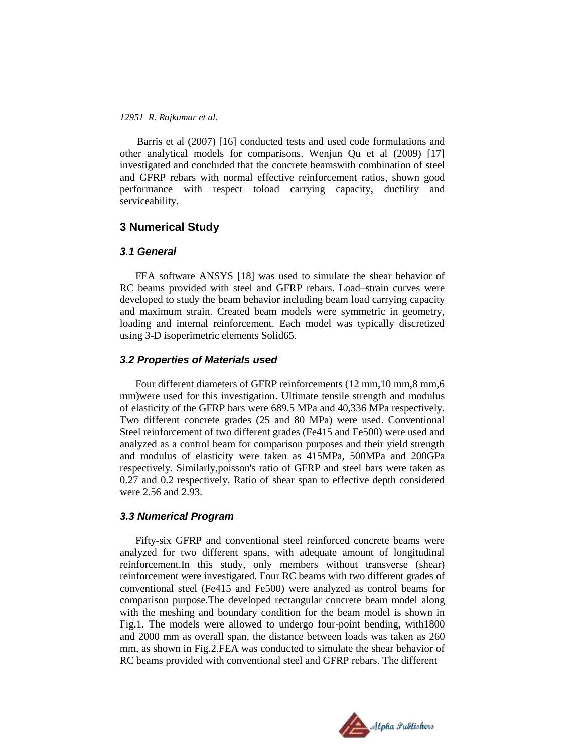Barris et al (2007) [16] conducted tests and used code formulations and other analytical models for comparisons. Wenjun Qu et al (2009) [17] investigated and concluded that the concrete beamswith combination of steel and GFRP rebars with normal effective reinforcement ratios, shown good performance with respect toload carrying capacity, ductility and serviceability.

## 3 Numerical Study

### 3.1 General

FEA software ANSYS [18] was used to simulate the shear behavior of RC beams provided with steel and GFRP rebars. Load–strain curves were developed to study the beam behavior including beam load carrying capacity and maximum strain. Created beam models were symmetric in geometry, loading and internal reinforcement. Each model was typically discretized using 3-D isoperimetric elements Solid65.

### 3.2 Properties of Materials used

Four different diameters of GFRP reinforcements (12 mm,10 mm,8 mm,6 mm)were used for this investigation. Ultimate tensile strength and modulus of elasticity of the GFRP bars were 689.5 MPa and 40,336 MPa respectively. Two different concrete grades (25 and 80 MPa) were used. Conventional Steel reinforcement of two different grades (Fe415 and Fe500) were used and analyzed as a control beam for comparison purposes and their yield strength and modulus of elasticity were taken as 415MPa, 500MPa and 200GPa respectively. Similarly,poisson's ratio of GFRP and steel bars were taken as 0.27 and 0.2 respectively. Ratio of shear span to effective depth considered were 2.56 and 2.93.

### 3.3 Numerical Program

Fifty-six GFRP and conventional steel reinforced concrete beams were analyzed for two different spans, with adequate amount of longitudinal reinforcement.In this study, only members without transverse (shear) reinforcement were investigated. Four RC beams with two different grades of conventional steel (Fe415 and Fe500) were analyzed as control beams for comparison purpose.The developed rectangular concrete beam model along with the meshing and boundary condition for the beam model is shown in Fig.1. The models were allowed to undergo four-point bending, with1800 and 2000 mm as overall span, the distance between loads was taken as 260 mm, as shown in Fig.2.FEA was conducted to simulate the shear behavior of RC beams provided with conventional steel and GFRP rebars. The different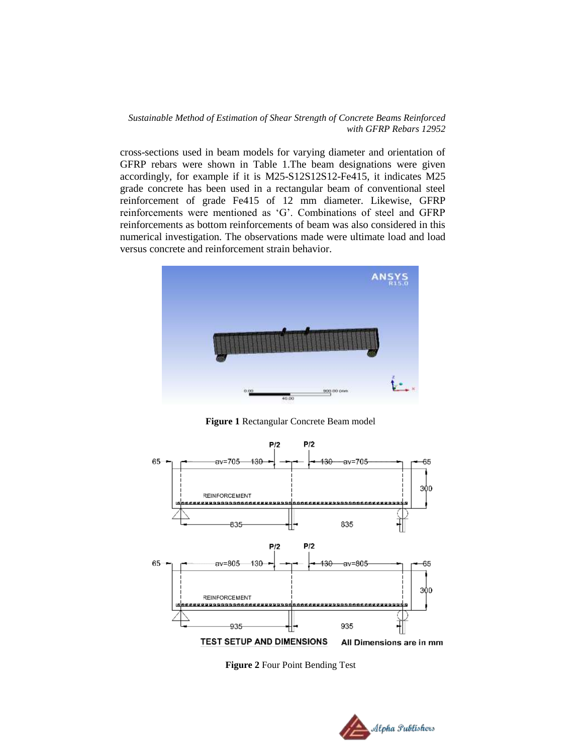cross-sections used in beam models for varying diameter and orientation of GFRP rebars were shown in Table 1.The beam designations were given accordingly, for example if it is M25-S12S12S12-Fe415, it indicates M25 grade concrete has been used in a rectangular beam of conventional steel reinforcement of grade Fe415 of 12 mm diameter. Likewise, GFRP reinforcements were mentioned as 'G'. Combinations of steel and GFRP reinforcements as bottom reinforcements of beam was also considered in this numerical investigation. The observations made were ultimate load and load versus concrete and reinforcement strain behavior.

**Figure 1** Rectangular Concrete Beam model

**Figure 2** Four Point Bending Test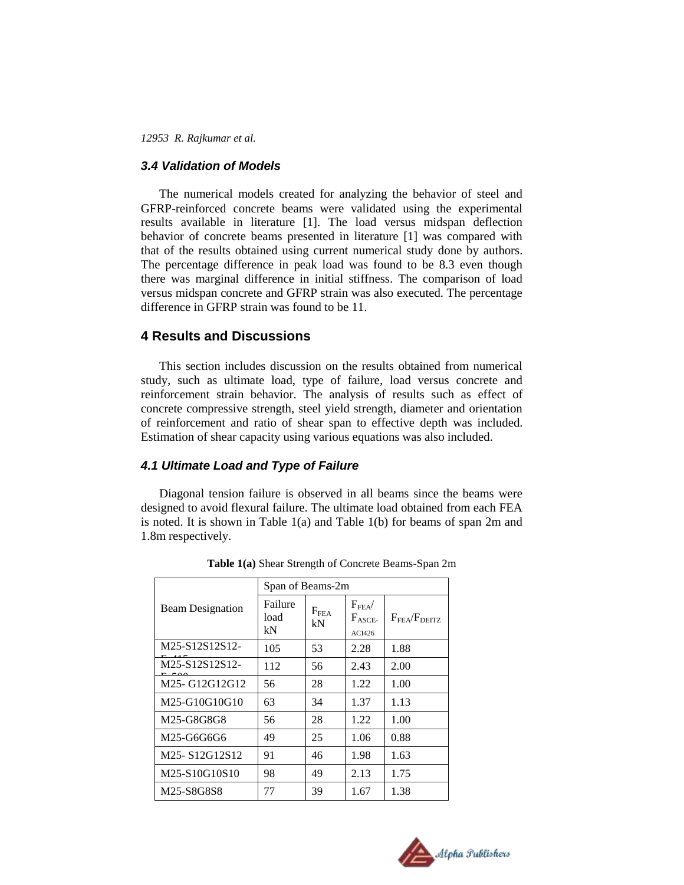### *3.4 Validation of Models*

The numerical models created for analyzing the behavior of steel and GFRP-reinforced concrete beams were validated using the experimental results available in literature [1]. The load versus midspan deflection behavior of concrete beams presented in literature [1] was compared with that of the results obtained using current numerical study done by authors. The percentage difference in peak load was found to be 8.3 even though there was marginal difference in initial stiffness. The comparison of load versus midspan concrete and GFRP strain was also executed. The percentage difference in GFRP strain was found to be 11.

## 4 Results and Discussions

This section includes discussion on the results obtained from numerical study, such as ultimate load, type of failure, load versus concrete and reinforcement strain behavior. The analysis of results such as effect of concrete compressive strength, steel yield strength, diameter and orientation of reinforcement and ratio of shear span to effective depth was included. Estimation of shear capacity using various equations was also included.

### *4.1 Ultimate Load and Type of Failure*

Diagonal tension failure is observed in all beams since the beams were designed to avoid flexural failure. The ultimate load obtained from each FEA is noted. It is shown in Table 1(a) and Table 1(b) for beams of span 2m and 1.8m respectively.

**Table 1(a)** Shear Strength of Concrete Beams-Span 2m

| Beam Designation | Span of Beams-2m | | | |
|---|---|---|---|---|
| | Failure load kN | $F_{FEA}$ kN | $F_{FEA}$/ $F_{ASCE\text{-}ACI426}$ | $F_{FEA}/F_{DEITZ}$ |
| M25-S12S12S12-F-415 | 105 | 53 | 2.28 | 1.88 |
| M25-S12S12S12-F-500 | 112 | 56 | 2.43 | 2.00 |
| M25- G12G12G12 | 56 | 28 | 1.22 | 1.00 |
| M25-G10G10G10 | 63 | 34 | 1.37 | 1.13 |
| M25-G8G8G8 | 56 | 28 | 1.22 | 1.00 |
| M25-G6G6G6 | 49 | 25 | 1.06 | 0.88 |
| M25- S12G12S12 | 91 | 46 | 1.98 | 1.63 |
| M25-S10G10S10 | 98 | 49 | 2.13 | 1.75 |
| M25-S8G8S8 | 77 | 39 | 1.67 | 1.38 |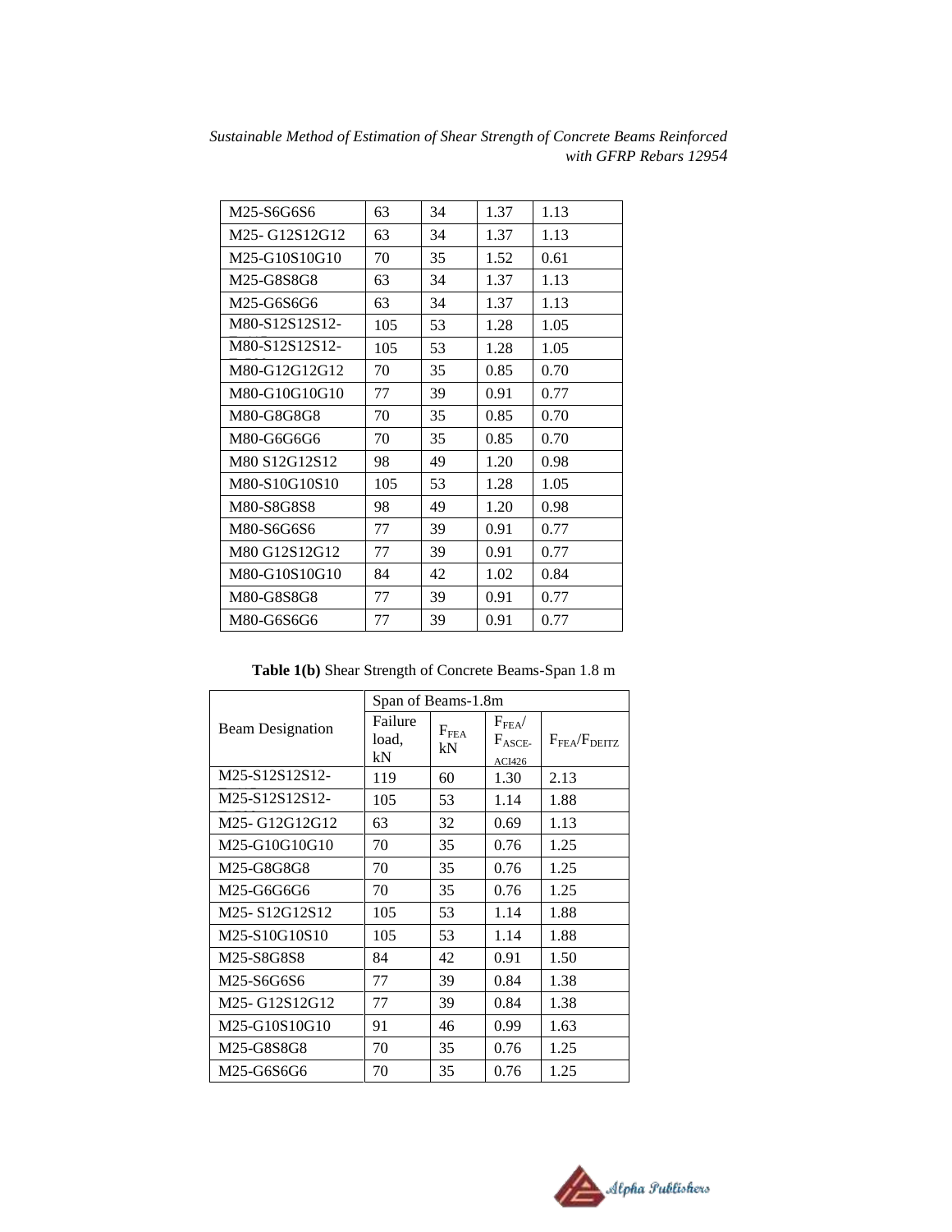| | | | | |
|---|---|---|---|---|
| M25-S6G6S6 | 63 | 34 | 1.37 | 1.13 |
| M25- G12S12G12 | 63 | 34 | 1.37 | 1.13 |
| M25-G10S10G10 | 70 | 35 | 1.52 | 0.61 |
| M25-G8S8G8 | 63 | 34 | 1.37 | 1.13 |
| M25-G6S6G6 | 63 | 34 | 1.37 | 1.13 |
| M80-S12S12S12- | 105 | 53 | 1.28 | 1.05 |
| M80-S12S12S12- | 105 | 53 | 1.28 | 1.05 |
| M80-G12G12G12 | 70 | 35 | 0.85 | 0.70 |
| M80-G10G10G10 | 77 | 39 | 0.91 | 0.77 |
| M80-G8G8G8 | 70 | 35 | 0.85 | 0.70 |
| M80-G6G6G6 | 70 | 35 | 0.85 | 0.70 |
| M80 S12G12S12 | 98 | 49 | 1.20 | 0.98 |
| M80-S10G10S10 | 105 | 53 | 1.28 | 1.05 |
| M80-S8G8S8 | 98 | 49 | 1.20 | 0.98 |
| M80-S6G6S6 | 77 | 39 | 0.91 | 0.77 |
| M80 G12S12G12 | 77 | 39 | 0.91 | 0.77 |
| M80-G10S10G10 | 84 | 42 | 1.02 | 0.84 |
| M80-G8S8G8 | 77 | 39 | 0.91 | 0.77 |
| M80-G6S6G6 | 77 | 39 | 0.91 | 0.77 |

**Table 1(b)** Shear Strength of Concrete Beams-Span 1.8 m

| Beam Designation | Span of Beams-1.8m | | | |
|---|---|---|---|---|
| | Failure load, kN | $F_{FEA}$ kN | $F_{FEA}/F_{ASCE-ACI426}$ | $F_{FEA}/F_{DEITZ}$ |
| M25-S12S12S12- | 119 | 60 | 1.30 | 2.13 |
| M25-S12S12S12- | 105 | 53 | 1.14 | 1.88 |
| M25- G12G12G12 | 63 | 32 | 0.69 | 1.13 |
| M25-G10G10G10 | 70 | 35 | 0.76 | 1.25 |
| M25-G8G8G8 | 70 | 35 | 0.76 | 1.25 |
| M25-G6G6G6 | 70 | 35 | 0.76 | 1.25 |
| M25- S12G12S12 | 105 | 53 | 1.14 | 1.88 |
| M25-S10G10S10 | 105 | 53 | 1.14 | 1.88 |
| M25-S8G8S8 | 84 | 42 | 0.91 | 1.50 |
| M25-S6G6S6 | 77 | 39 | 0.84 | 1.38 |
| M25- G12S12G12 | 77 | 39 | 0.84 | 1.38 |
| M25-G10S10G10 | 91 | 46 | 0.99 | 1.63 |
| M25-G8S8G8 | 70 | 35 | 0.76 | 1.25 |
| M25-G6S6G6 | 70 | 35 | 0.76 | 1.25 |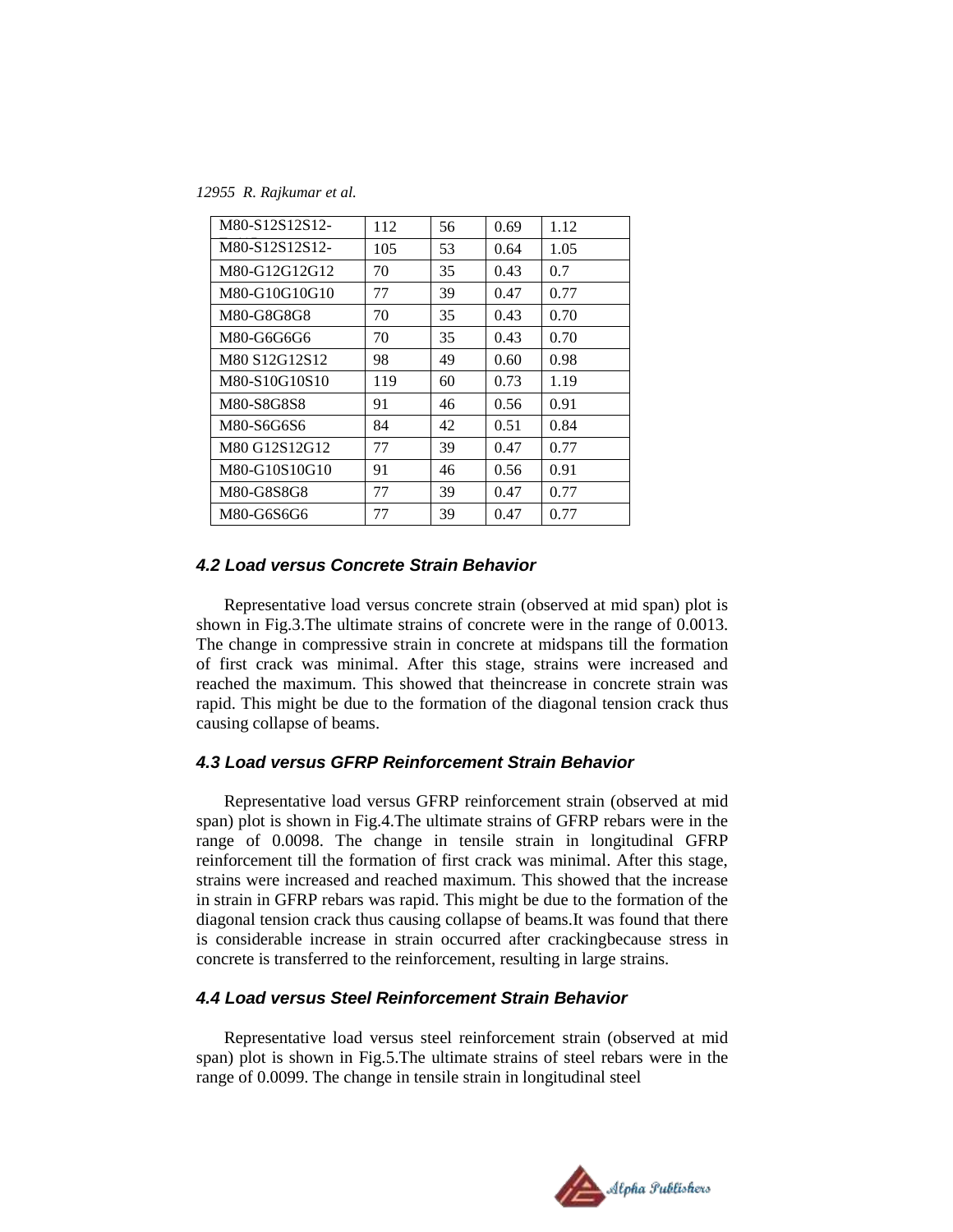| M80-S12S12S12- | 112 | 56 | 0.69 | 1.12 |
|---|---|---|---|---|
| M80-S12S12S12- | 105 | 53 | 0.64 | 1.05 |
| M80-G12G12G12 | 70 | 35 | 0.43 | 0.7 |
| M80-G10G10G10 | 77 | 39 | 0.47 | 0.77 |
| M80-G8G8G8 | 70 | 35 | 0.43 | 0.70 |
| M80-G6G6G6 | 70 | 35 | 0.43 | 0.70 |
| M80 S12G12S12 | 98 | 49 | 0.60 | 0.98 |
| M80-S10G10S10 | 119 | 60 | 0.73 | 1.19 |
| M80-S8G8S8 | 91 | 46 | 0.56 | 0.91 |
| M80-S6G6S6 | 84 | 42 | 0.51 | 0.84 |
| M80 G12S12G12 | 77 | 39 | 0.47 | 0.77 |
| M80-G10S10G10 | 91 | 46 | 0.56 | 0.91 |
| M80-G8S8G8 | 77 | 39 | 0.47 | 0.77 |
| M80-G6S6G6 | 77 | 39 | 0.47 | 0.77 |

### *4.2 Load versus Concrete Strain Behavior*

Representative load versus concrete strain (observed at mid span) plot is shown in Fig.3.The ultimate strains of concrete were in the range of 0.0013. The change in compressive strain in concrete at midspans till the formation of first crack was minimal. After this stage, strains were increased and reached the maximum. This showed that theincrease in concrete strain was rapid. This might be due to the formation of the diagonal tension crack thus causing collapse of beams.

### *4.3 Load versus GFRP Reinforcement Strain Behavior*

Representative load versus GFRP reinforcement strain (observed at mid span) plot is shown in Fig.4.The ultimate strains of GFRP rebars were in the range of 0.0098. The change in tensile strain in longitudinal GFRP reinforcement till the formation of first crack was minimal. After this stage, strains were increased and reached maximum. This showed that the increase in strain in GFRP rebars was rapid. This might be due to the formation of the diagonal tension crack thus causing collapse of beams.It was found that there is considerable increase in strain occurred after crackingbecause stress in concrete is transferred to the reinforcement, resulting in large strains.

### *4.4 Load versus Steel Reinforcement Strain Behavior*

Representative load versus steel reinforcement strain (observed at mid span) plot is shown in Fig.5.The ultimate strains of steel rebars were in the range of 0.0099. The change in tensile strain in longitudinal steel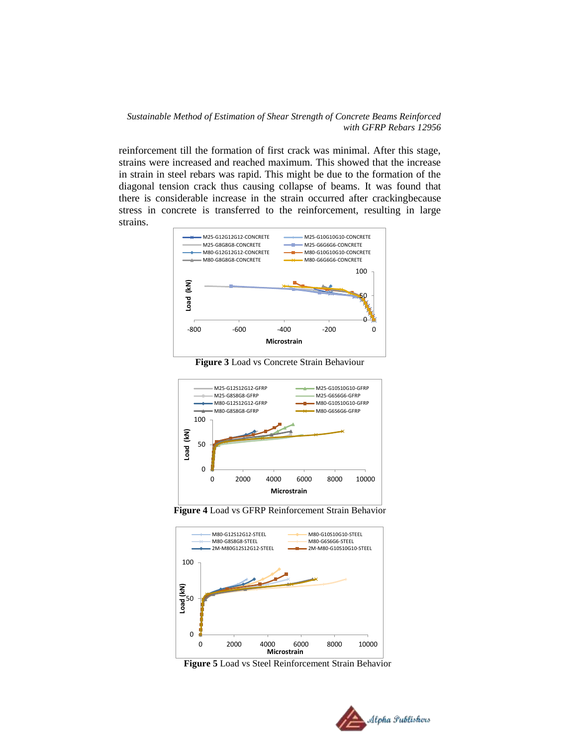reinforcement till the formation of first crack was minimal. After this stage, strains were increased and reached maximum. This showed that the increase in strain in steel rebars was rapid. This might be due to the formation of the diagonal tension crack thus causing collapse of beams. It was found that there is considerable increase in the strain occurred after crackingbecause stress in concrete is transferred to the reinforcement, resulting in large strains.

**Figure 3** Load vs Concrete Strain Behaviour

**Figure 4** Load vs GFRP Reinforcement Strain Behavior

**Figure 5** Load vs Steel Reinforcement Strain Behavior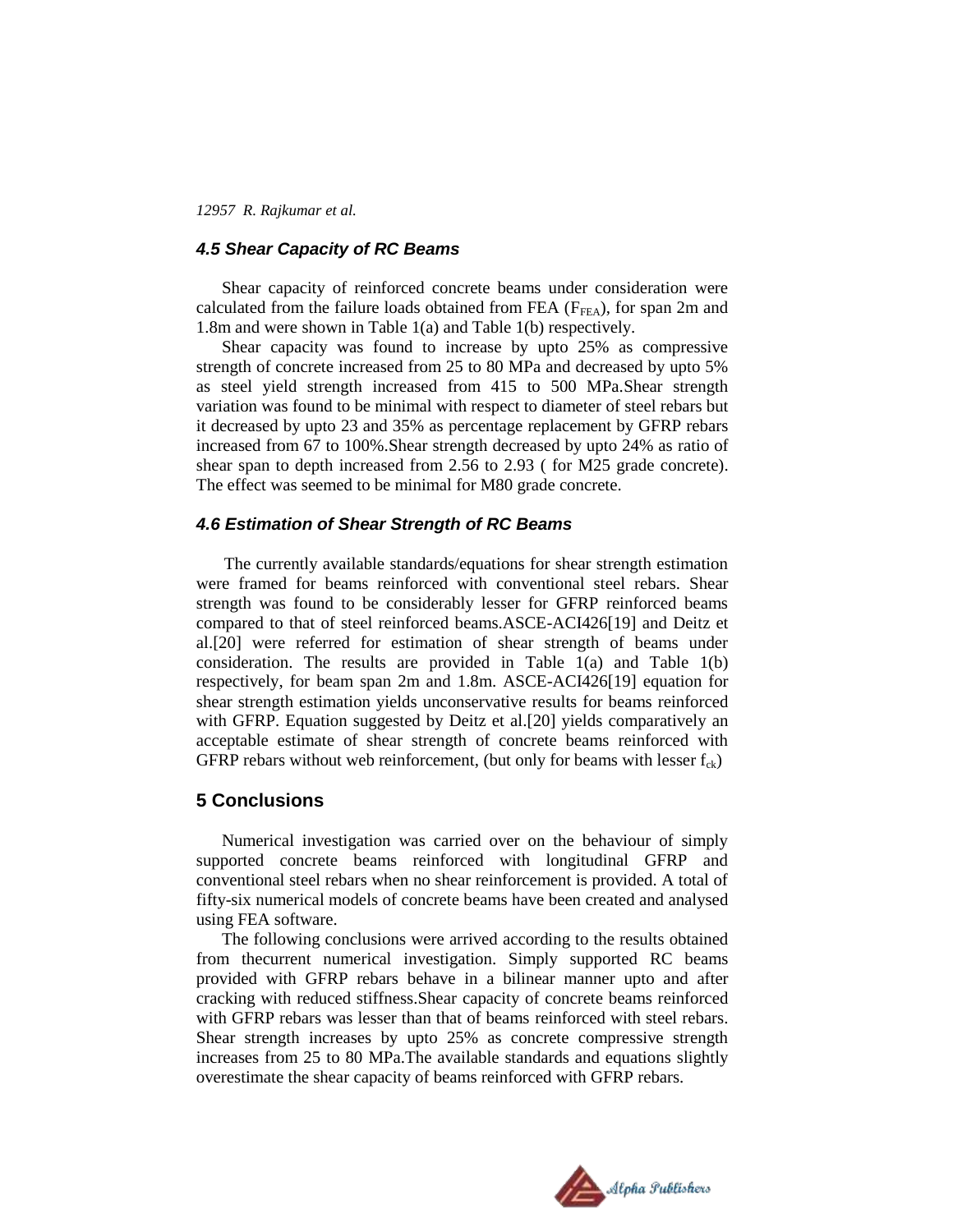### 4.5 Shear Capacity of RC Beams

Shear capacity of reinforced concrete beams under consideration were calculated from the failure loads obtained from FEA ($F_{FEA}$), for span 2m and 1.8m and were shown in Table 1(a) and Table 1(b) respectively.

Shear capacity was found to increase by upto 25% as compressive strength of concrete increased from 25 to 80 MPa and decreased by upto 5% as steel yield strength increased from 415 to 500 MPa.Shear strength variation was found to be minimal with respect to diameter of steel rebars but it decreased by upto 23 and 35% as percentage replacement by GFRP rebars increased from 67 to 100%.Shear strength decreased by upto 24% as ratio of shear span to depth increased from 2.56 to 2.93 ( for M25 grade concrete). The effect was seemed to be minimal for M80 grade concrete.

### 4.6 Estimation of Shear Strength of RC Beams

The currently available standards/equations for shear strength estimation were framed for beams reinforced with conventional steel rebars. Shear strength was found to be considerably lesser for GFRP reinforced beams compared to that of steel reinforced beams.ASCE-ACI426[19] and Deitz et al.[20] were referred for estimation of shear strength of beams under consideration. The results are provided in Table 1(a) and Table 1(b) respectively, for beam span 2m and 1.8m. ASCE-ACI426[19] equation for shear strength estimation yields unconservative results for beams reinforced with GFRP. Equation suggested by Deitz et al.[20] yields comparatively an acceptable estimate of shear strength of concrete beams reinforced with GFRP rebars without web reinforcement, (but only for beams with lesser $f_{ck}$)

## 5 Conclusions

Numerical investigation was carried over on the behaviour of simply supported concrete beams reinforced with longitudinal GFRP and conventional steel rebars when no shear reinforcement is provided. A total of fifty-six numerical models of concrete beams have been created and analysed using FEA software.

The following conclusions were arrived according to the results obtained from thecurrent numerical investigation. Simply supported RC beams provided with GFRP rebars behave in a bilinear manner upto and after cracking with reduced stiffness.Shear capacity of concrete beams reinforced with GFRP rebars was lesser than that of beams reinforced with steel rebars. Shear strength increases by upto 25% as concrete compressive strength increases from 25 to 80 MPa.The available standards and equations slightly overestimate the shear capacity of beams reinforced with GFRP rebars.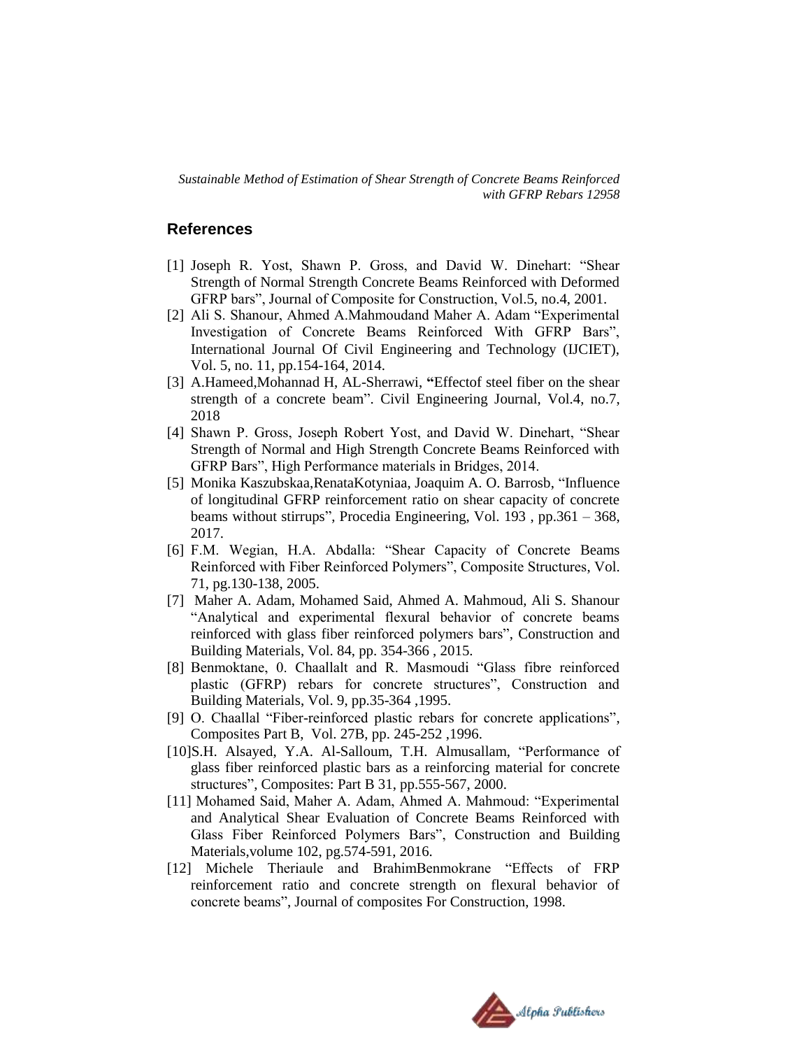## References

[1] Joseph R. Yost, Shawn P. Gross, and David W. Dinehart: "Shear Strength of Normal Strength Concrete Beams Reinforced with Deformed GFRP bars", Journal of Composite for Construction, Vol.5, no.4, 2001.

[2] Ali S. Shanour, Ahmed A.Mahmoudand Maher A. Adam "Experimental Investigation of Concrete Beams Reinforced With GFRP Bars", International Journal Of Civil Engineering and Technology (IJCIET), Vol. 5, no. 11, pp.154-164, 2014.

[3] A.Hameed,Mohannad H, AL-Sherrawi, **"**Effectof steel fiber on the shear strength of a concrete beam". Civil Engineering Journal, Vol.4, no.7, 2018

[4] Shawn P. Gross, Joseph Robert Yost, and David W. Dinehart, "Shear Strength of Normal and High Strength Concrete Beams Reinforced with GFRP Bars", High Performance materials in Bridges, 2014.

[5] Monika Kaszubskaa,RenataKotyniaa, Joaquim A. O. Barrosb, "Influence of longitudinal GFRP reinforcement ratio on shear capacity of concrete beams without stirrups", Procedia Engineering, Vol. 193 , pp.361 – 368, 2017.

[6] F.M. Wegian, H.A. Abdalla: "Shear Capacity of Concrete Beams Reinforced with Fiber Reinforced Polymers", Composite Structures, Vol. 71, pg.130-138, 2005.

[7] Maher A. Adam, Mohamed Said, Ahmed A. Mahmoud, Ali S. Shanour "Analytical and experimental flexural behavior of concrete beams reinforced with glass fiber reinforced polymers bars", Construction and Building Materials, Vol. 84, pp. 354-366 , 2015.

[8] Benmoktane, 0. Chaallalt and R. Masmoudi "Glass fibre reinforced plastic (GFRP) rebars for concrete structures", Construction and Building Materials, Vol. 9, pp.35-364 ,1995.

[9] O. Chaallal "Fiber-reinforced plastic rebars for concrete applications", Composites Part B, Vol. 27B, pp. 245-252 ,1996.

[10]S.H. Alsayed, Y.A. Al-Salloum, T.H. Almusallam, "Performance of glass fiber reinforced plastic bars as a reinforcing material for concrete structures", Composites: Part B 31, pp.555-567, 2000.

[11] Mohamed Said, Maher A. Adam, Ahmed A. Mahmoud: "Experimental and Analytical Shear Evaluation of Concrete Beams Reinforced with Glass Fiber Reinforced Polymers Bars", Construction and Building Materials,volume 102, pg.574-591, 2016.

[12] Michele Theriaule and BrahimBenmokrane "Effects of FRP reinforcement ratio and concrete strength on flexural behavior of concrete beams", Journal of composites For Construction, 1998.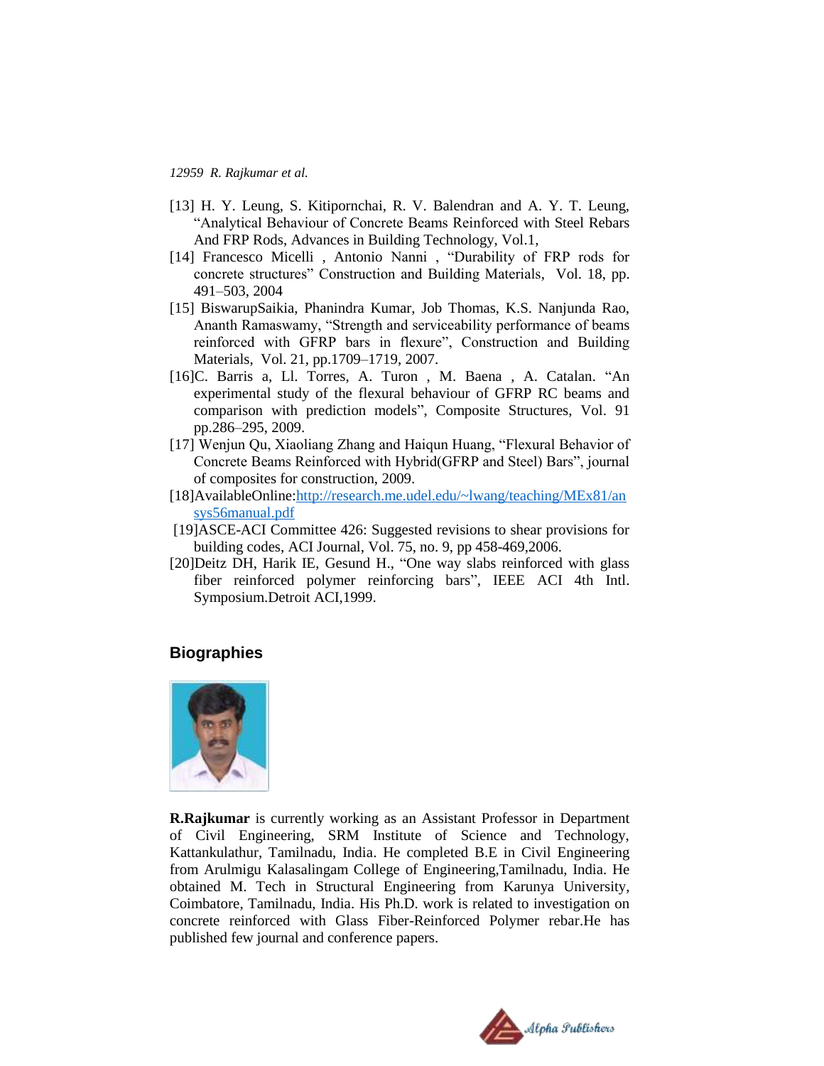[13] H. Y. Leung, S. Kitipornchai, R. V. Balendran and A. Y. T. Leung, "Analytical Behaviour of Concrete Beams Reinforced with Steel Rebars And FRP Rods, Advances in Building Technology, Vol.1,

[14] Francesco Micelli , Antonio Nanni , "Durability of FRP rods for concrete structures" Construction and Building Materials, Vol. 18, pp. 491–503, 2004

[15] BiswarupSaikia, Phanindra Kumar, Job Thomas, K.S. Nanjunda Rao, Ananth Ramaswamy, "Strength and serviceability performance of beams reinforced with GFRP bars in flexure", Construction and Building Materials, Vol. 21, pp.1709–1719, 2007.

[16]C. Barris a, Ll. Torres, A. Turon , M. Baena , A. Catalan. "An experimental study of the flexural behaviour of GFRP RC beams and comparison with prediction models", Composite Structures, Vol. 91 pp.286–295, 2009.

[17] Wenjun Qu, Xiaoliang Zhang and Haiqun Huang, "Flexural Behavior of Concrete Beams Reinforced with Hybrid(GFRP and Steel) Bars", journal of composites for construction, 2009.

[18]AvailableOnline:http://research.me.udel.edu/~lwang/teaching/MEx81/ansys56manual.pdf

[19]ASCE-ACI Committee 426: Suggested revisions to shear provisions for building codes, ACI Journal, Vol. 75, no. 9, pp 458-469,2006.

[20]Deitz DH, Harik IE, Gesund H., "One way slabs reinforced with glass fiber reinforced polymer reinforcing bars", IEEE ACI 4th Intl. Symposium.Detroit ACI,1999.

## Biographies

**R.Rajkumar** is currently working as an Assistant Professor in Department of Civil Engineering, SRM Institute of Science and Technology, Kattankulathur, Tamilnadu, India. He completed B.E in Civil Engineering from Arulmigu Kalasalingam College of Engineering,Tamilnadu, India. He obtained M. Tech in Structural Engineering from Karunya University, Coimbatore, Tamilnadu, India. His Ph.D. work is related to investigation on concrete reinforced with Glass Fiber-Reinforced Polymer rebar.He has published few journal and conference papers.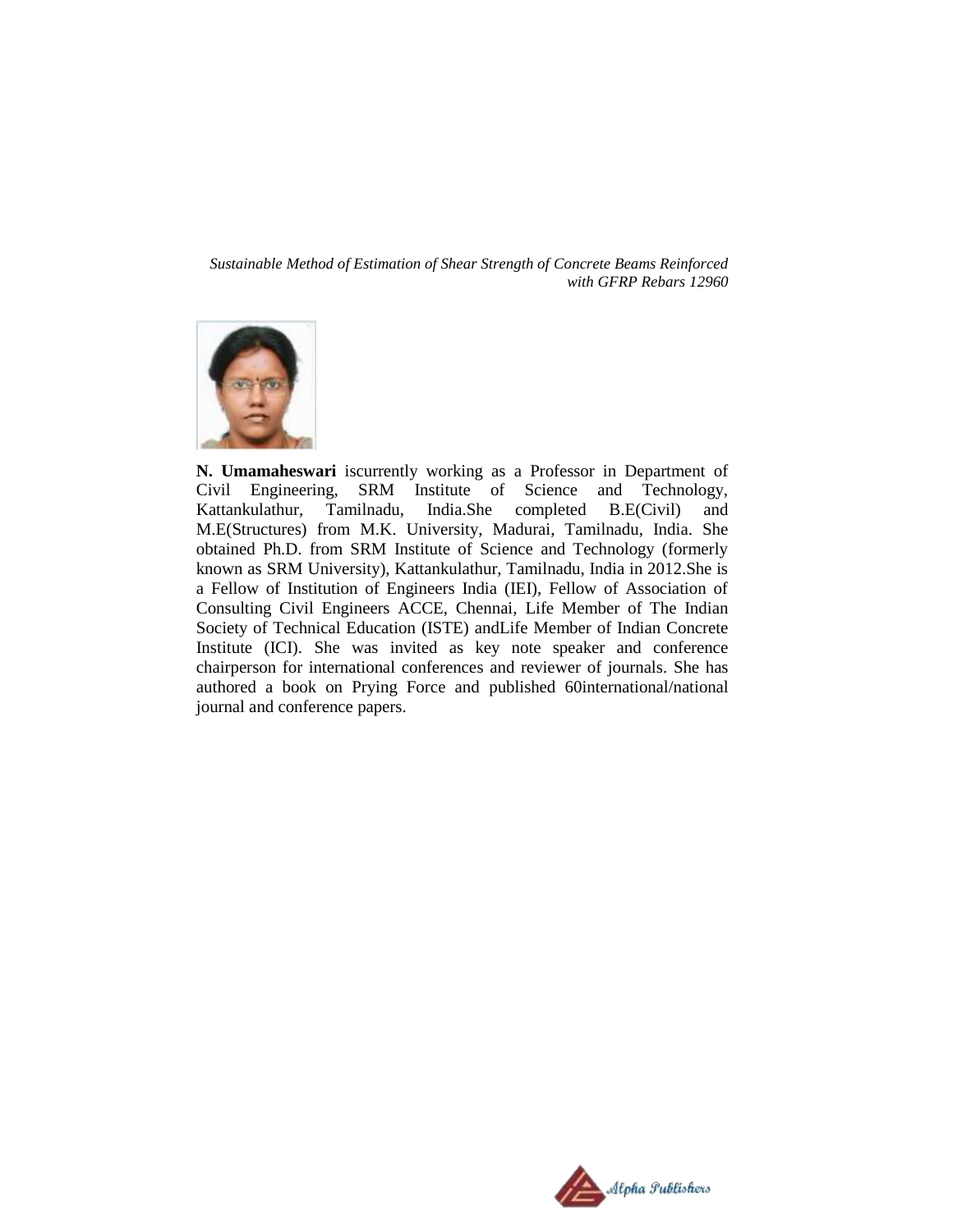**N. Umamaheswari** iscurrently working as a Professor in Department of Civil Engineering, SRM Institute of Science and Technology, Kattankulathur, Tamilnadu, India.She completed B.E(Civil) and M.E(Structures) from M.K. University, Madurai, Tamilnadu, India. She obtained Ph.D. from SRM Institute of Science and Technology (formerly known as SRM University), Kattankulathur, Tamilnadu, India in 2012.She is a Fellow of Institution of Engineers India (IEI), Fellow of Association of Consulting Civil Engineers ACCE, Chennai, Life Member of The Indian Society of Technical Education (ISTE) andLife Member of Indian Concrete Institute (ICI). She was invited as key note speaker and conference chairperson for international conferences and reviewer of journals. She has authored a book on Prying Force and published 60international/national journal and conference papers.